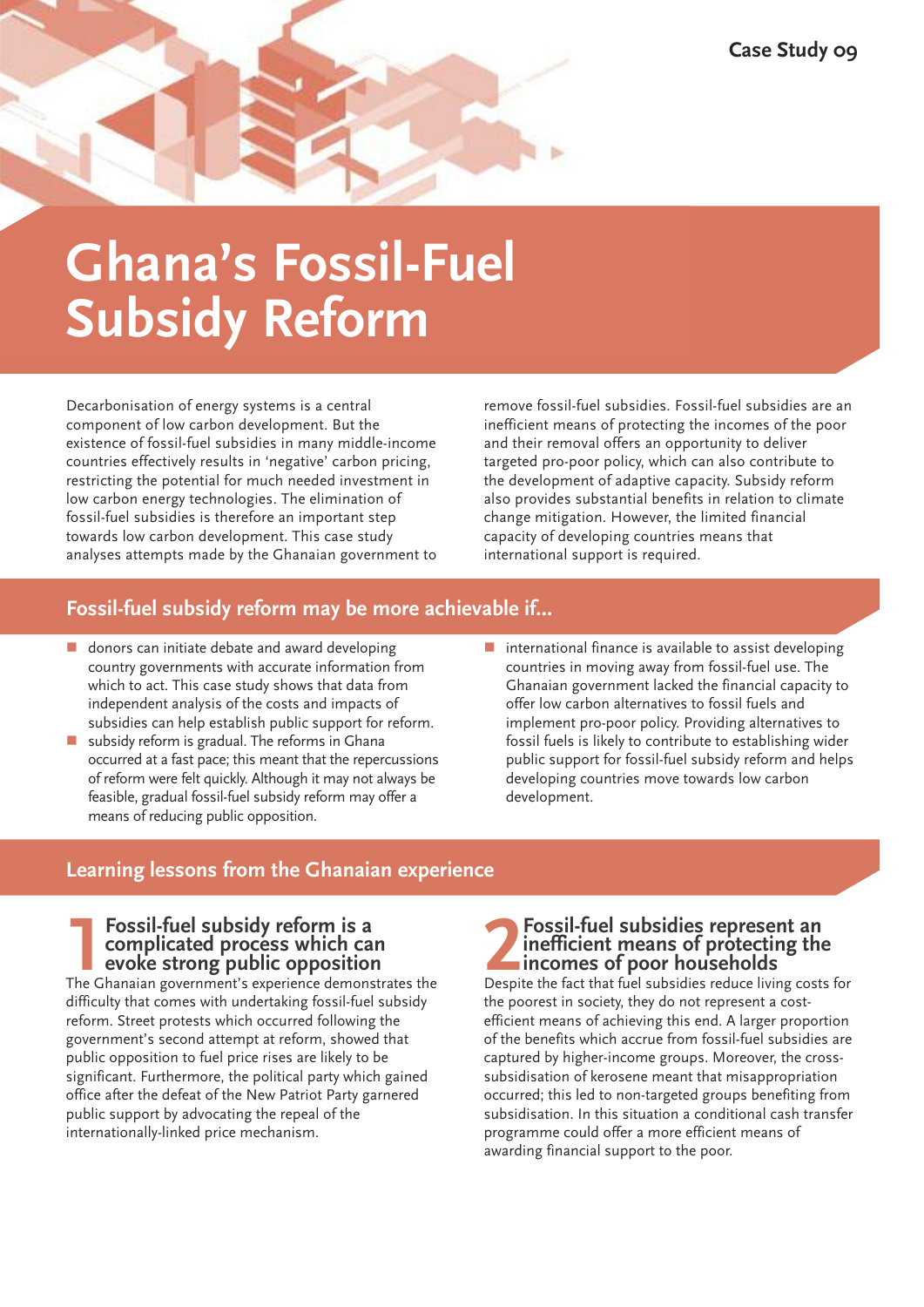Case Study 09

# Ghana's Fossil-Fuel Subsidy Reform

Decarbonisation of energy systems is a central component of low carbon development. But the existence of fossil-fuel subsidies in many middle-income countries effectively results in 'negative' carbon pricing, restricting the potential for much needed investment in low carbon energy technologies. The elimination of fossil-fuel subsidies is therefore an important step towards low carbon development. This case study analyses attempts made by the Ghanaian government to remove fossil-fuel subsidies. Fossil-fuel subsidies are an inefficient means of protecting the incomes of the poor and their removal offers an opportunity to deliver targeted pro-poor policy, which can also contribute to the development of adaptive capacity. Subsidy reform also provides substantial benefits in relation to climate change mitigation. However, the limited financial capacity of developing countries means that international support is required.

## Fossil-fuel subsidy reform may be more achievable if...

- donors can initiate debate and award developing country governments with accurate information from which to act. This case study shows that data from independent analysis of the costs and impacts of subsidies can help establish public support for reform.
- subsidy reform is gradual. The reforms in Ghana occurred at a fast pace; this meant that the repercussions of reform were felt quickly. Although it may not always be feasible, gradual fossil-fuel subsidy reform may offer a means of reducing public opposition.
- international finance is available to assist developing countries in moving away from fossil-fuel use. The Ghanaian government lacked the financial capacity to offer low carbon alternatives to fossil fuels and implement pro-poor policy. Providing alternatives to fossil fuels is likely to contribute to establishing wider public support for fossil-fuel subsidy reform and helps developing countries move towards low carbon development.

## Learning lessons from the Ghanaian experience

### 1 Fossil-fuel subsidy reform is a complicated process which can evoke strong public opposition

The Ghanaian government's experience demonstrates the difficulty that comes with undertaking fossil-fuel subsidy reform. Street protests which occurred following the government's second attempt at reform, showed that public opposition to fuel price rises are likely to be significant. Furthermore, the political party which gained office after the defeat of the New Patriot Party garnered public support by advocating the repeal of the internationally-linked price mechanism.

### 2 Fossil-fuel subsidies represent an inefficient means of protecting the incomes of poor households

Despite the fact that fuel subsidies reduce living costs for the poorest in society, they do not represent a cost-efficient means of achieving this end. A larger proportion of the benefits which accrue from fossil-fuel subsidies are captured by higher-income groups. Moreover, the cross-subsidisation of kerosene meant that misappropriation occurred; this led to non-targeted groups benefiting from subsidisation. In this situation a conditional cash transfer programme could offer a more efficient means of awarding financial support to the poor.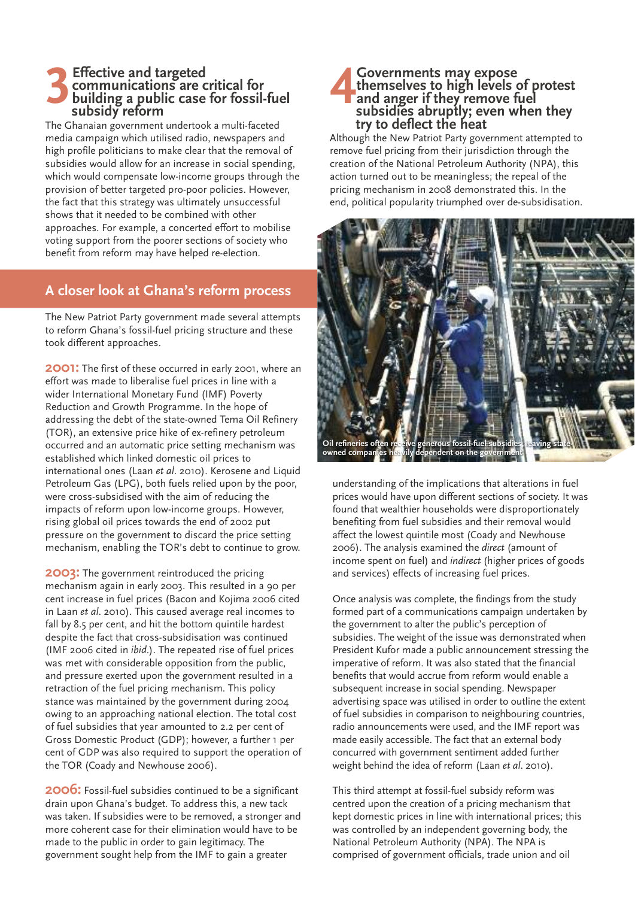## 3 Effective and targeted communications are critical for building a public case for fossil-fuel subsidy reform

The Ghanaian government undertook a multi-faceted media campaign which utilised radio, newspapers and high profile politicians to make clear that the removal of subsidies would allow for an increase in social spending, which would compensate low-income groups through the provision of better targeted pro-poor policies. However, the fact that this strategy was ultimately unsuccessful shows that it needed to be combined with other approaches. For example, a concerted effort to mobilise voting support from the poorer sections of society who benefit from reform may have helped re-election.

## A closer look at Ghana's reform process

The New Patriot Party government made several attempts to reform Ghana's fossil-fuel pricing structure and these took different approaches.

**2001:** The first of these occurred in early 2001, where an effort was made to liberalise fuel prices in line with a wider International Monetary Fund (IMF) Poverty Reduction and Growth Programme. In the hope of addressing the debt of the state-owned Tema Oil Refinery (TOR), an extensive price hike of ex-refinery petroleum occurred and an automatic price setting mechanism was established which linked domestic oil prices to international ones (Laan *et al*. 2010). Kerosene and Liquid Petroleum Gas (LPG), both fuels relied upon by the poor, were cross-subsidised with the aim of reducing the impacts of reform upon low-income groups. However, rising global oil prices towards the end of 2002 put pressure on the government to discard the price setting mechanism, enabling the TOR's debt to continue to grow.

**2003:** The government reintroduced the pricing mechanism again in early 2003. This resulted in a 90 per cent increase in fuel prices (Bacon and Kojima 2006 cited in Laan *et al*. 2010). This caused average real incomes to fall by 8.5 per cent, and hit the bottom quintile hardest despite the fact that cross-subsidisation was continued (IMF 2006 cited in *ibid*.). The repeated rise of fuel prices was met with considerable opposition from the public, and pressure exerted upon the government resulted in a retraction of the fuel pricing mechanism. This policy stance was maintained by the government during 2004 owing to an approaching national election. The total cost of fuel subsidies that year amounted to 2.2 per cent of Gross Domestic Product (GDP); however, a further 1 per cent of GDP was also required to support the operation of the TOR (Coady and Newhouse 2006).

**2006:** Fossil-fuel subsidies continued to be a significant drain upon Ghana's budget. To address this, a new tack was taken. If subsidies were to be removed, a stronger and more coherent case for their elimination would have to be made to the public in order to gain legitimacy. The government sought help from the IMF to gain a greater understanding of the implications that alterations in fuel prices would have upon different sections of society. It was found that wealthier households were disproportionately benefiting from fuel subsidies and their removal would affect the lowest quintile most (Coady and Newhouse 2006). The analysis examined the *direct* (amount of income spent on fuel) and *indirect* (higher prices of goods and services) effects of increasing fuel prices.

Once analysis was complete, the findings from the study formed part of a communications campaign undertaken by the government to alter the public's perception of subsidies. The weight of the issue was demonstrated when President Kufor made a public announcement stressing the imperative of reform. It was also stated that the financial benefits that would accrue from reform would enable a subsequent increase in social spending. Newspaper advertising space was utilised in order to outline the extent of fuel subsidies in comparison to neighbouring countries, radio announcements were used, and the IMF report was made easily accessible. The fact that an external body concurred with government sentiment added further weight behind the idea of reform (Laan *et al*. 2010).

This third attempt at fossil-fuel subsidy reform was centred upon the creation of a pricing mechanism that kept domestic prices in line with international prices; this was controlled by an independent governing body, the National Petroleum Authority (NPA). The NPA is comprised of government officials, trade union and oil

## 4 Governments may expose themselves to high levels of protest and anger if they remove fuel subsidies abruptly; even when they try to deflect the heat

Although the New Patriot Party government attempted to remove fuel pricing from their jurisdiction through the creation of the National Petroleum Authority (NPA), this action turned out to be meaningless; the repeal of the pricing mechanism in 2008 demonstrated this. In the end, political popularity triumphed over de-subsidisation.

Oil refineries often receive generous fossil-fuel subsidies, leaving state-owned companies heavily dependent on the government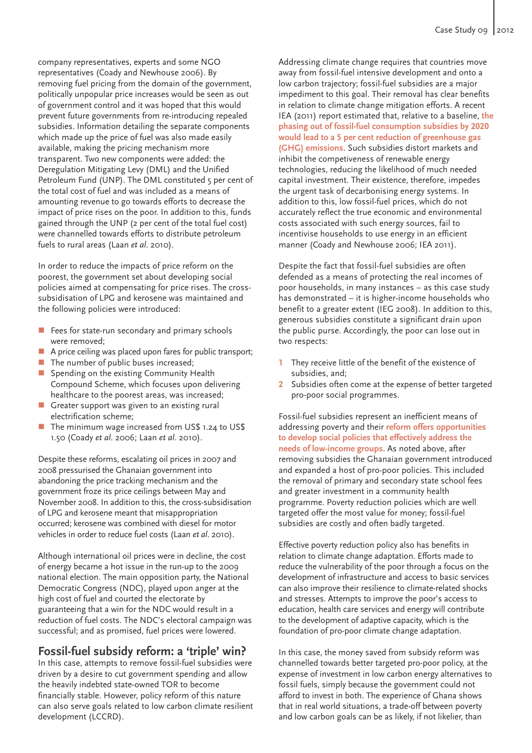company representatives, experts and some NGO representatives (Coady and Newhouse 2006). By removing fuel pricing from the domain of the government, politically unpopular price increases would be seen as out of government control and it was hoped that this would prevent future governments from re-introducing repealed subsidies. Information detailing the separate components which made up the price of fuel was also made easily available, making the pricing mechanism more transparent. Two new components were added: the Deregulation Mitigating Levy (DML) and the Unified Petroleum Fund (UNP). The DML constituted 5 per cent of the total cost of fuel and was included as a means of amounting revenue to go towards efforts to decrease the impact of price rises on the poor. In addition to this, funds gained through the UNP (2 per cent of the total fuel cost) were channelled towards efforts to distribute petroleum fuels to rural areas (Laan *et al*. 2010).

In order to reduce the impacts of price reform on the poorest, the government set about developing social policies aimed at compensating for price rises. The cross-subsidisation of LPG and kerosene was maintained and the following policies were introduced:

- Fees for state-run secondary and primary schools were removed;
- A price ceiling was placed upon fares for public transport;
- The number of public buses increased;
- Spending on the existing Community Health Compound Scheme, which focuses upon delivering healthcare to the poorest areas, was increased;
- Greater support was given to an existing rural electrification scheme;
- The minimum wage increased from US$ 1.24 to US$ 1.50 (Coady *et al*. 2006; Laan *et al*. 2010).

Despite these reforms, escalating oil prices in 2007 and 2008 pressurised the Ghanaian government into abandoning the price tracking mechanism and the government froze its price ceilings between May and November 2008. In addition to this, the cross-subsidisation of LPG and kerosene meant that misappropriation occurred; kerosene was combined with diesel for motor vehicles in order to reduce fuel costs (Laan *et al*. 2010).

Although international oil prices were in decline, the cost of energy became a hot issue in the run-up to the 2009 national election. The main opposition party, the National Democratic Congress (NDC), played upon anger at the high cost of fuel and courted the electorate by guaranteeing that a win for the NDC would result in a reduction of fuel costs. The NDC's electoral campaign was successful; and as promised, fuel prices were lowered.

## Fossil-fuel subsidy reform: a 'triple' win?

In this case, attempts to remove fossil-fuel subsidies were driven by a desire to cut government spending and allow the heavily indebted state-owned TOR to become financially stable. However, policy reform of this nature can also serve goals related to low carbon climate resilient development (LCCRD).

Addressing climate change requires that countries move away from fossil-fuel intensive development and onto a low carbon trajectory; fossil-fuel subsidies are a major impediment to this goal. Their removal has clear benefits in relation to climate change mitigation efforts. A recent IEA (2011) report estimated that, relative to a baseline, **the phasing out of fossil-fuel consumption subsidies by 2020 would lead to a 5 per cent reduction of greenhouse gas (GHG) emissions**. Such subsidies distort markets and inhibit the competiveness of renewable energy technologies, reducing the likelihood of much needed capital investment. Their existence, therefore, impedes the urgent task of decarbonising energy systems. In addition to this, low fossil-fuel prices, which do not accurately reflect the true economic and environmental costs associated with such energy sources, fail to incentivise households to use energy in an efficient manner (Coady and Newhouse 2006; IEA 2011).

Despite the fact that fossil-fuel subsidies are often defended as a means of protecting the real incomes of poor households, in many instances – as this case study has demonstrated – it is higher-income households who benefit to a greater extent (IEG 2008). In addition to this, generous subsidies constitute a significant drain upon the public purse. Accordingly, the poor can lose out in two respects:

1. They receive little of the benefit of the existence of subsidies, and;
2. Subsidies often come at the expense of better targeted pro-poor social programmes.

Fossil-fuel subsidies represent an inefficient means of addressing poverty and their **reform offers opportunities to develop social policies that effectively address the needs of low-income groups**. As noted above, after removing subsidies the Ghanaian government introduced and expanded a host of pro-poor policies. This included the removal of primary and secondary state school fees and greater investment in a community health programme. Poverty reduction policies which are well targeted offer the most value for money; fossil-fuel subsidies are costly and often badly targeted.

Effective poverty reduction policy also has benefits in relation to climate change adaptation. Efforts made to reduce the vulnerability of the poor through a focus on the development of infrastructure and access to basic services can also improve their resilience to climate-related shocks and stresses. Attempts to improve the poor's access to education, health care services and energy will contribute to the development of adaptive capacity, which is the foundation of pro-poor climate change adaptation.

In this case, the money saved from subsidy reform was channelled towards better targeted pro-poor policy, at the expense of investment in low carbon energy alternatives to fossil fuels, simply because the government could not afford to invest in both. The experience of Ghana shows that in real world situations, a trade-off between poverty and low carbon goals can be as likely, if not likelier, than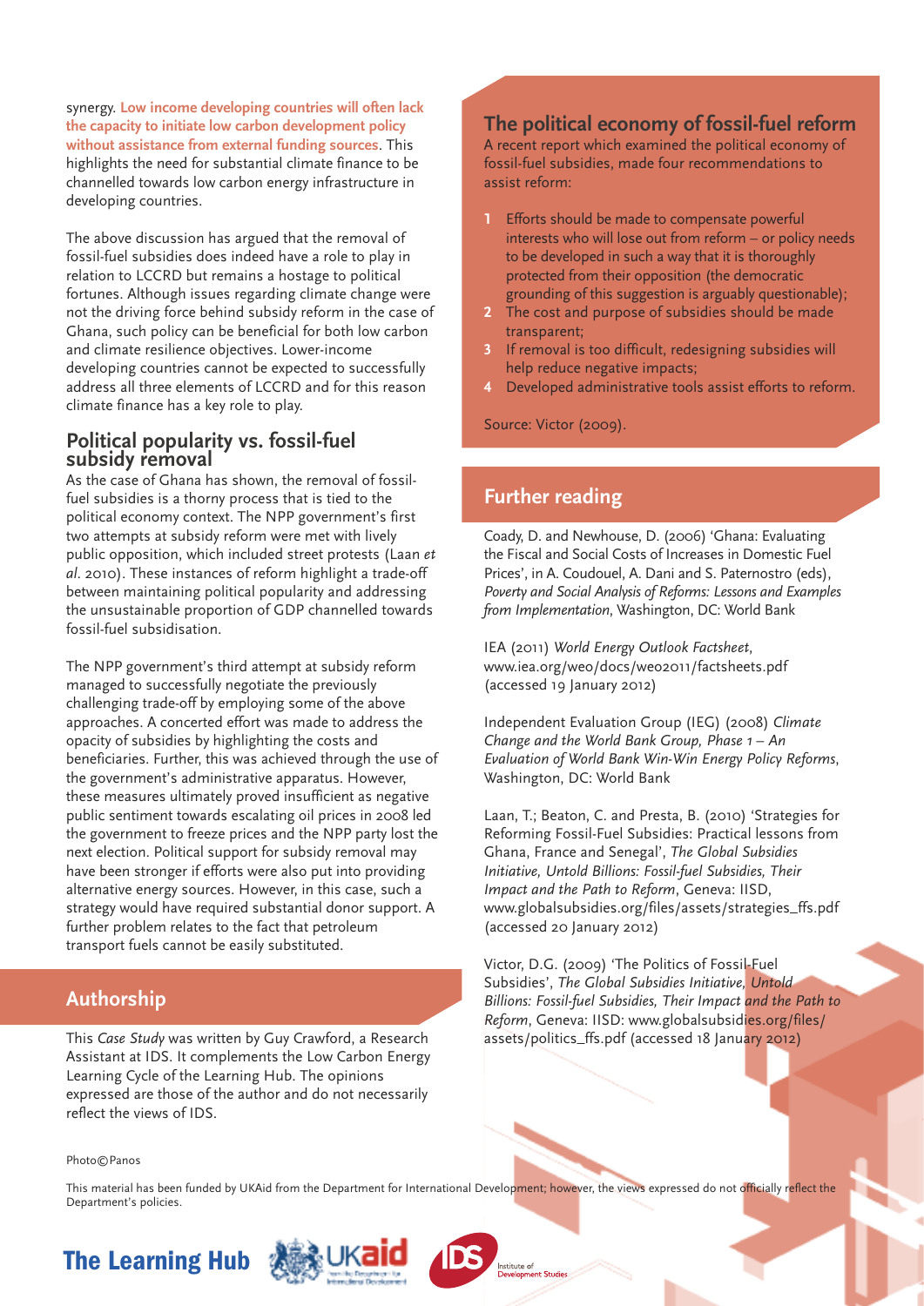synergy. **Low income developing countries will often lack the capacity to initiate low carbon development policy without assistance from external funding sources.** This highlights the need for substantial climate finance to be channelled towards low carbon energy infrastructure in developing countries.

The above discussion has argued that the removal of fossil-fuel subsidies does indeed have a role to play in relation to LCCRD but remains a hostage to political fortunes. Although issues regarding climate change were not the driving force behind subsidy reform in the case of Ghana, such policy can be beneficial for both low carbon and climate resilience objectives. Lower-income developing countries cannot be expected to successfully address all three elements of LCCRD and for this reason climate finance has a key role to play.

## Political popularity vs. fossil-fuel subsidy removal

As the case of Ghana has shown, the removal of fossil-fuel subsidies is a thorny process that is tied to the political economy context. The NPP government's first two attempts at subsidy reform were met with lively public opposition, which included street protests (Laan *et al*. 2010). These instances of reform highlight a trade-off between maintaining political popularity and addressing the unsustainable proportion of GDP channelled towards fossil-fuel subsidisation.

The NPP government's third attempt at subsidy reform managed to successfully negotiate the previously challenging trade-off by employing some of the above approaches. A concerted effort was made to address the opacity of subsidies by highlighting the costs and beneficiaries. Further, this was achieved through the use of the government's administrative apparatus. However, these measures ultimately proved insufficient as negative public sentiment towards escalating oil prices in 2008 led the government to freeze prices and the NPP party lost the next election. Political support for subsidy removal may have been stronger if efforts were also put into providing alternative energy sources. However, in this case, such a strategy would have required substantial donor support. A further problem relates to the fact that petroleum transport fuels cannot be easily substituted.

## Authorship

This *Case Study* was written by Guy Crawford, a Research Assistant at IDS. It complements the Low Carbon Energy Learning Cycle of the Learning Hub. The opinions expressed are those of the author and do not necessarily reflect the views of IDS.

## The political economy of fossil-fuel reform

A recent report which examined the political economy of fossil-fuel subsidies, made four recommendations to assist reform:

1. Efforts should be made to compensate powerful interests who will lose out from reform – or policy needs to be developed in such a way that it is thoroughly protected from their opposition (the democratic grounding of this suggestion is arguably questionable);
2. The cost and purpose of subsidies should be made transparent;
3. If removal is too difficult, redesigning subsidies will help reduce negative impacts;
4. Developed administrative tools assist efforts to reform.

Source: Victor (2009).

## Further reading

Coady, D. and Newhouse, D. (2006) 'Ghana: Evaluating the Fiscal and Social Costs of Increases in Domestic Fuel Prices', in A. Coudouel, A. Dani and S. Paternostro (eds), *Poverty and Social Analysis of Reforms: Lessons and Examples from Implementation*, Washington, DC: World Bank

IEA (2011) *World Energy Outlook Factsheet*, www.iea.org/weo/docs/weo2011/factsheets.pdf (accessed 19 January 2012)

Independent Evaluation Group (IEG) (2008) *Climate Change and the World Bank Group, Phase 1 – An Evaluation of World Bank Win-Win Energy Policy Reforms*, Washington, DC: World Bank

Laan, T.; Beaton, C. and Presta, B. (2010) 'Strategies for Reforming Fossil-Fuel Subsidies: Practical lessons from Ghana, France and Senegal', *The Global Subsidies Initiative, Untold Billions: Fossil-fuel Subsidies, Their Impact and the Path to Reform*, Geneva: IISD, www.globalsubsidies.org/files/assets/strategies_ffs.pdf (accessed 20 January 2012)

Victor, D.G. (2009) 'The Politics of Fossil-Fuel Subsidies', *The Global Subsidies Initiative, Untold Billions: Fossil-fuel Subsidies, Their Impact and the Path to Reform*, Geneva: IISD: www.globalsubsidies.org/files/assets/politics_ffs.pdf (accessed 18 January 2012)

Photo©Panos

This material has been funded by UKAid from the Department for International Development; however, the views expressed do not officially reflect the Department's policies.

The Learning Hub

Institute of Development Studies